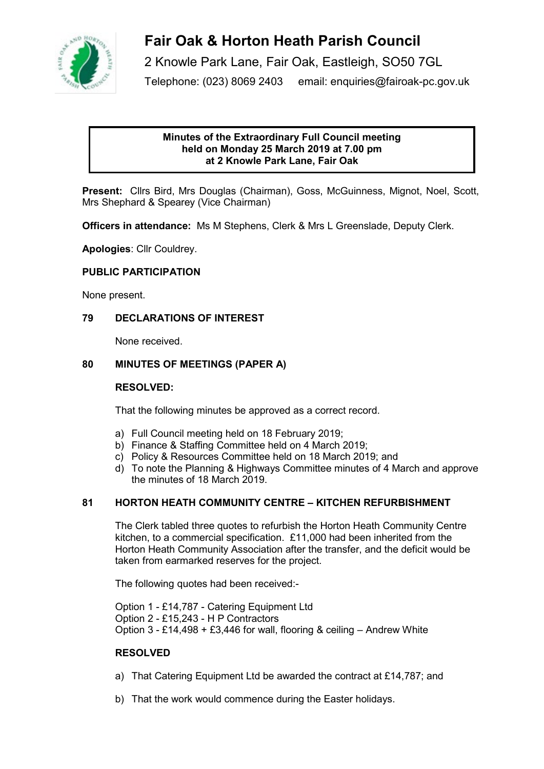# Fair Oak & Horton Heath Parish Council

2 Knowle Park Lane, Fair Oak, Eastleigh, SO50 7GL

Telephone: (023) 8069 2403 email: enquiries@fairoak-pc.gov.uk

**Minutes of the Extraordinary Full Council meeting held on Monday 25 March 2019 at 7.00 pm at 2 Knowle Park Lane, Fair Oak**

**Present:** Cllrs Bird, Mrs Douglas (Chairman), Goss, McGuinness, Mignot, Noel, Scott, Mrs Shephard & Spearey (Vice Chairman)

**Officers in attendance:** Ms M Stephens, Clerk & Mrs L Greenslade, Deputy Clerk.

**Apologies**: Cllr Couldrey.

**PUBLIC PARTICIPATION**

None present.

**79 DECLARATIONS OF INTEREST**

None received.

**80 MINUTES OF MEETINGS (PAPER A)**

**RESOLVED:**

That the following minutes be approved as a correct record.

a) Full Council meeting held on 18 February 2019;
b) Finance & Staffing Committee held on 4 March 2019;
c) Policy & Resources Committee held on 18 March 2019; and
d) To note the Planning & Highways Committee minutes of 4 March and approve the minutes of 18 March 2019.

**81 HORTON HEATH COMMUNITY CENTRE – KITCHEN REFURBISHMENT**

The Clerk tabled three quotes to refurbish the Horton Heath Community Centre kitchen, to a commercial specification. £11,000 had been inherited from the Horton Heath Community Association after the transfer, and the deficit would be taken from earmarked reserves for the project.

The following quotes had been received:-

Option 1 - £14,787 - Catering Equipment Ltd
Option 2 - £15,243 - H P Contractors
Option 3 - £14,498 + £3,446 for wall, flooring & ceiling – Andrew White

**RESOLVED**

a) That Catering Equipment Ltd be awarded the contract at £14,787; and

b) That the work would commence during the Easter holidays.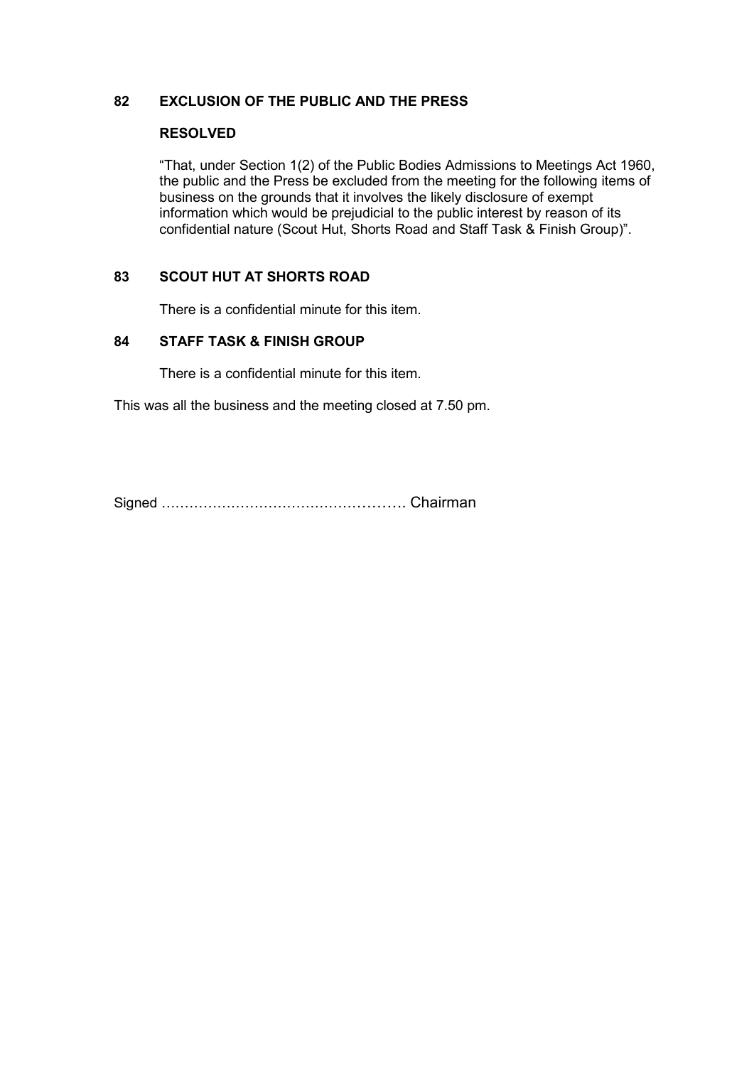## 82 EXCLUSION OF THE PUBLIC AND THE PRESS

**RESOLVED**

"That, under Section 1(2) of the Public Bodies Admissions to Meetings Act 1960, the public and the Press be excluded from the meeting for the following items of business on the grounds that it involves the likely disclosure of exempt information which would be prejudicial to the public interest by reason of its confidential nature (Scout Hut, Shorts Road and Staff Task & Finish Group)".

## 83 SCOUT HUT AT SHORTS ROAD

There is a confidential minute for this item.

## 84 STAFF TASK & FINISH GROUP

There is a confidential minute for this item.

This was all the business and the meeting closed at 7.50 pm.

Signed ……………………………………………. Chairman